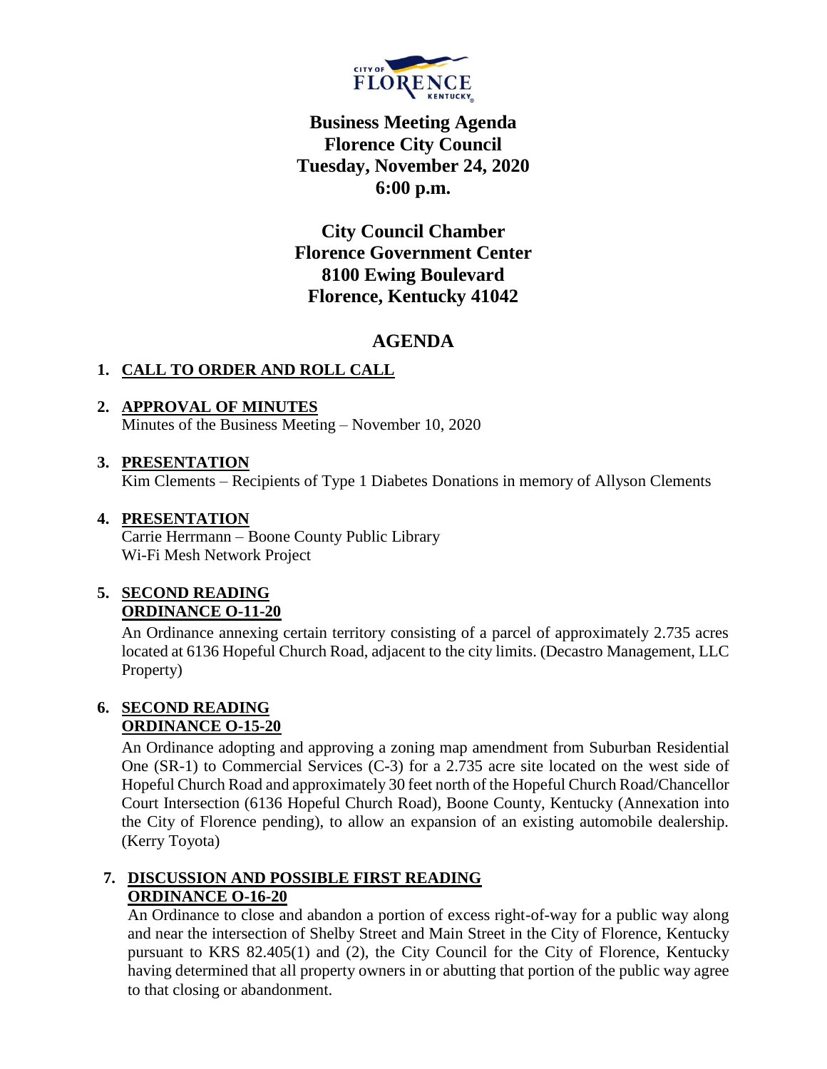# Business Meeting Agenda
# Florence City Council
# Tuesday, November 24, 2020
# 6:00 p.m.

**City Council Chamber**
**Florence Government Center**
**8100 Ewing Boulevard**
**Florence, Kentucky 41042**

## AGENDA

1. **CALL TO ORDER AND ROLL CALL**

2. **APPROVAL OF MINUTES**
   Minutes of the Business Meeting – November 10, 2020

3. **PRESENTATION**
   Kim Clements – Recipients of Type 1 Diabetes Donations in memory of Allyson Clements

4. **PRESENTATION**
   Carrie Herrmann – Boone County Public Library
   Wi-Fi Mesh Network Project

5. **SECOND READING**
   **ORDINANCE O-11-20**

   An Ordinance annexing certain territory consisting of a parcel of approximately 2.735 acres located at 6136 Hopeful Church Road, adjacent to the city limits. (Decastro Management, LLC Property)

6. **SECOND READING**
   **ORDINANCE O-15-20**

   An Ordinance adopting and approving a zoning map amendment from Suburban Residential One (SR-1) to Commercial Services (C-3) for a 2.735 acre site located on the west side of Hopeful Church Road and approximately 30 feet north of the Hopeful Church Road/Chancellor Court Intersection (6136 Hopeful Church Road), Boone County, Kentucky (Annexation into the City of Florence pending), to allow an expansion of an existing automobile dealership. (Kerry Toyota)

7. **DISCUSSION AND POSSIBLE FIRST READING**
   **ORDINANCE O-16-20**

   An Ordinance to close and abandon a portion of excess right-of-way for a public way along and near the intersection of Shelby Street and Main Street in the City of Florence, Kentucky pursuant to KRS 82.405(1) and (2), the City Council for the City of Florence, Kentucky having determined that all property owners in or abutting that portion of the public way agree to that closing or abandonment.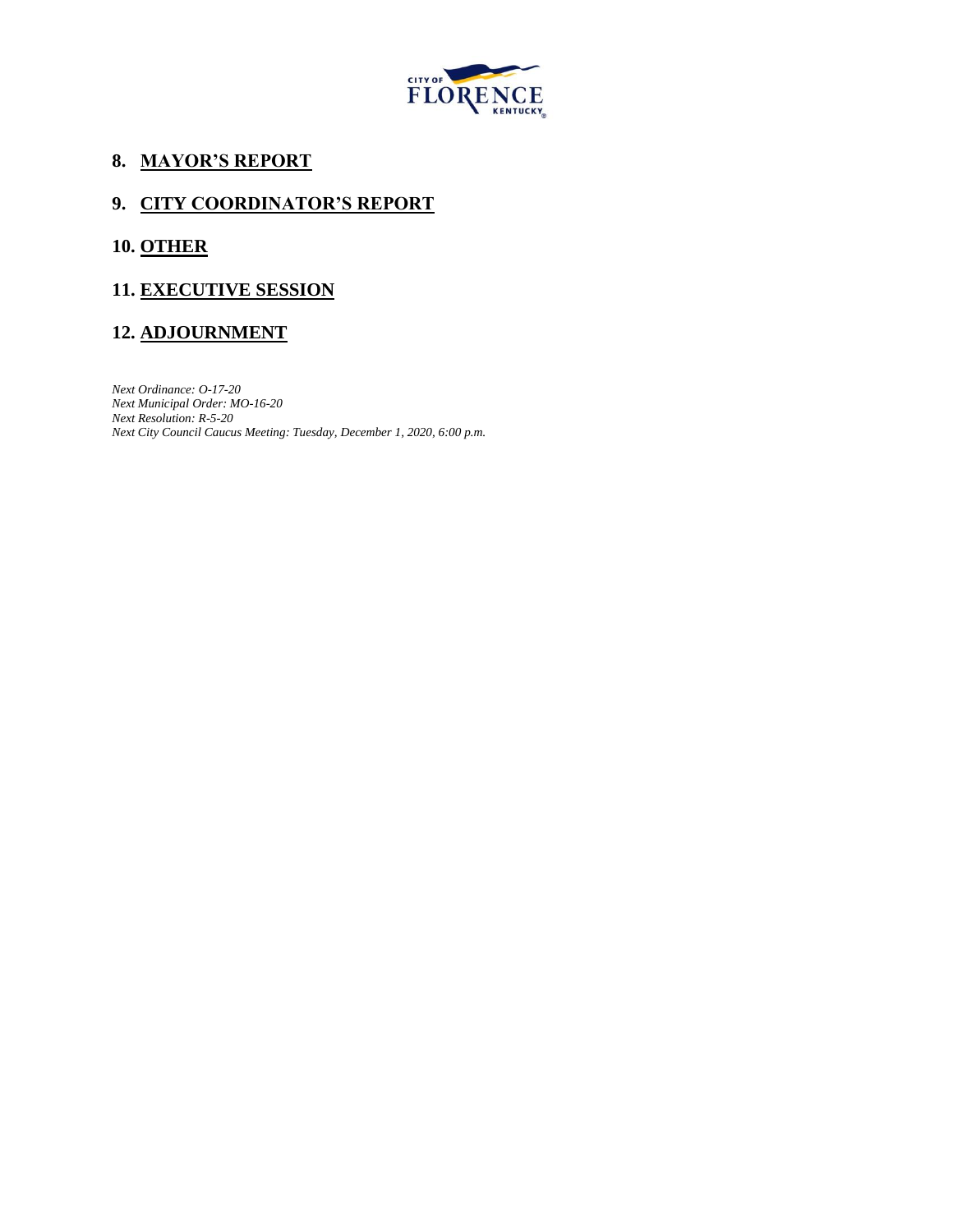## 8. MAYOR'S REPORT

## 9. CITY COORDINATOR'S REPORT

## 10. OTHER

## 11. EXECUTIVE SESSION

## 12. ADJOURNMENT

*Next Ordinance: O-17-20*
*Next Municipal Order: MO-16-20*
*Next Resolution: R-5-20*
*Next City Council Caucus Meeting: Tuesday, December 1, 2020, 6:00 p.m.*